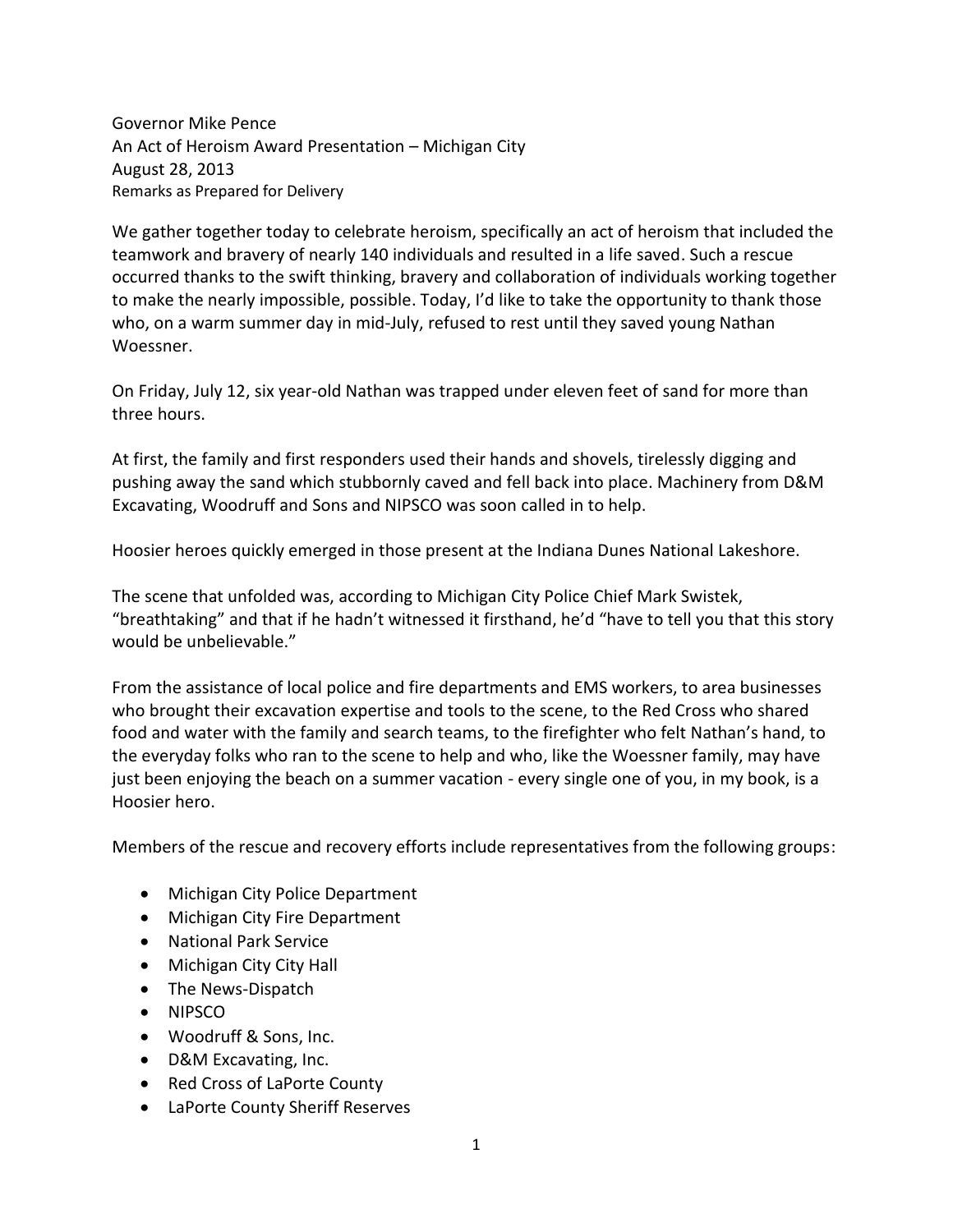Governor Mike Pence
An Act of Heroism Award Presentation – Michigan City
August 28, 2013
Remarks as Prepared for Delivery

We gather together today to celebrate heroism, specifically an act of heroism that included the teamwork and bravery of nearly 140 individuals and resulted in a life saved. Such a rescue occurred thanks to the swift thinking, bravery and collaboration of individuals working together to make the nearly impossible, possible. Today, I'd like to take the opportunity to thank those who, on a warm summer day in mid-July, refused to rest until they saved young Nathan Woessner.

On Friday, July 12, six year-old Nathan was trapped under eleven feet of sand for more than three hours.

At first, the family and first responders used their hands and shovels, tirelessly digging and pushing away the sand which stubbornly caved and fell back into place. Machinery from D&M Excavating, Woodruff and Sons and NIPSCO was soon called in to help.

Hoosier heroes quickly emerged in those present at the Indiana Dunes National Lakeshore.

The scene that unfolded was, according to Michigan City Police Chief Mark Swistek, "breathtaking" and that if he hadn't witnessed it firsthand, he'd "have to tell you that this story would be unbelievable."

From the assistance of local police and fire departments and EMS workers, to area businesses who brought their excavation expertise and tools to the scene, to the Red Cross who shared food and water with the family and search teams, to the firefighter who felt Nathan's hand, to the everyday folks who ran to the scene to help and who, like the Woessner family, may have just been enjoying the beach on a summer vacation - every single one of you, in my book, is a Hoosier hero.

Members of the rescue and recovery efforts include representatives from the following groups:

- Michigan City Police Department
- Michigan City Fire Department
- National Park Service
- Michigan City City Hall
- The News-Dispatch
- NIPSCO
- Woodruff & Sons, Inc.
- D&M Excavating, Inc.
- Red Cross of LaPorte County
- LaPorte County Sheriff Reserves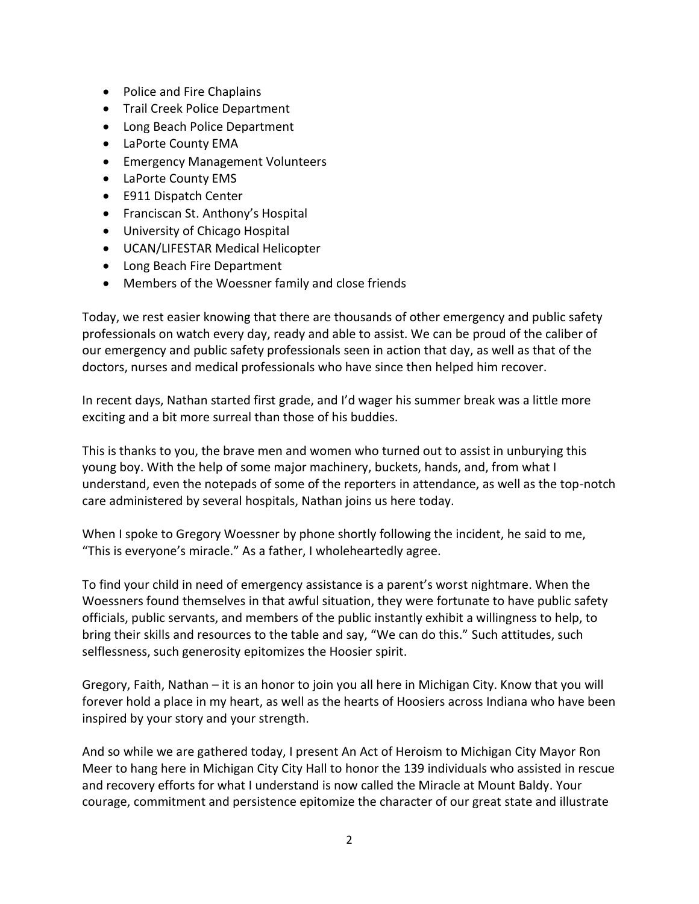- Police and Fire Chaplains
- Trail Creek Police Department
- Long Beach Police Department
- LaPorte County EMA
- Emergency Management Volunteers
- LaPorte County EMS
- E911 Dispatch Center
- Franciscan St. Anthony's Hospital
- University of Chicago Hospital
- UCAN/LIFESTAR Medical Helicopter
- Long Beach Fire Department
- Members of the Woessner family and close friends

Today, we rest easier knowing that there are thousands of other emergency and public safety professionals on watch every day, ready and able to assist. We can be proud of the caliber of our emergency and public safety professionals seen in action that day, as well as that of the doctors, nurses and medical professionals who have since then helped him recover.

In recent days, Nathan started first grade, and I'd wager his summer break was a little more exciting and a bit more surreal than those of his buddies.

This is thanks to you, the brave men and women who turned out to assist in unburying this young boy. With the help of some major machinery, buckets, hands, and, from what I understand, even the notepads of some of the reporters in attendance, as well as the top-notch care administered by several hospitals, Nathan joins us here today.

When I spoke to Gregory Woessner by phone shortly following the incident, he said to me, "This is everyone's miracle." As a father, I wholeheartedly agree.

To find your child in need of emergency assistance is a parent's worst nightmare. When the Woessners found themselves in that awful situation, they were fortunate to have public safety officials, public servants, and members of the public instantly exhibit a willingness to help, to bring their skills and resources to the table and say, "We can do this." Such attitudes, such selflessness, such generosity epitomizes the Hoosier spirit.

Gregory, Faith, Nathan – it is an honor to join you all here in Michigan City. Know that you will forever hold a place in my heart, as well as the hearts of Hoosiers across Indiana who have been inspired by your story and your strength.

And so while we are gathered today, I present An Act of Heroism to Michigan City Mayor Ron Meer to hang here in Michigan City City Hall to honor the 139 individuals who assisted in rescue and recovery efforts for what I understand is now called the Miracle at Mount Baldy. Your courage, commitment and persistence epitomize the character of our great state and illustrate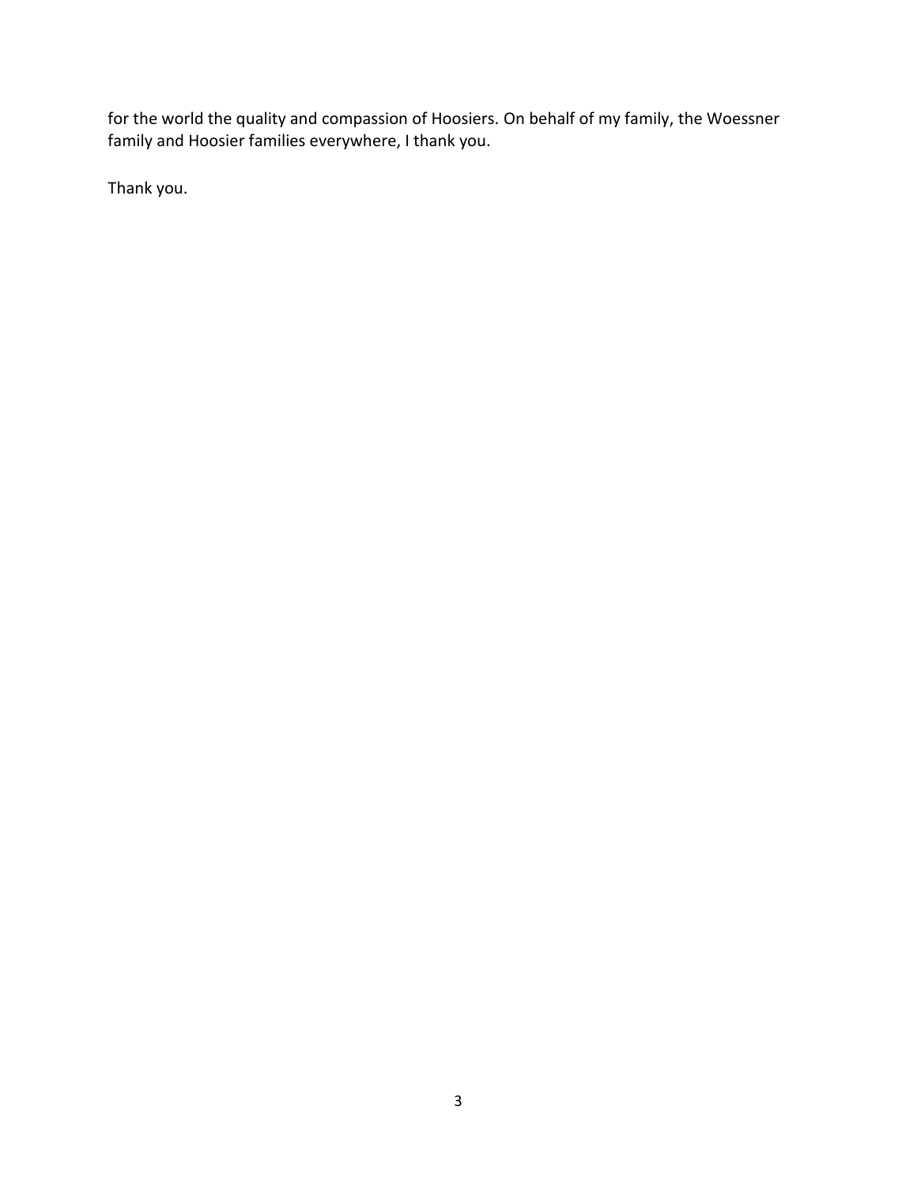for the world the quality and compassion of Hoosiers. On behalf of my family, the Woessner family and Hoosier families everywhere, I thank you.

Thank you.